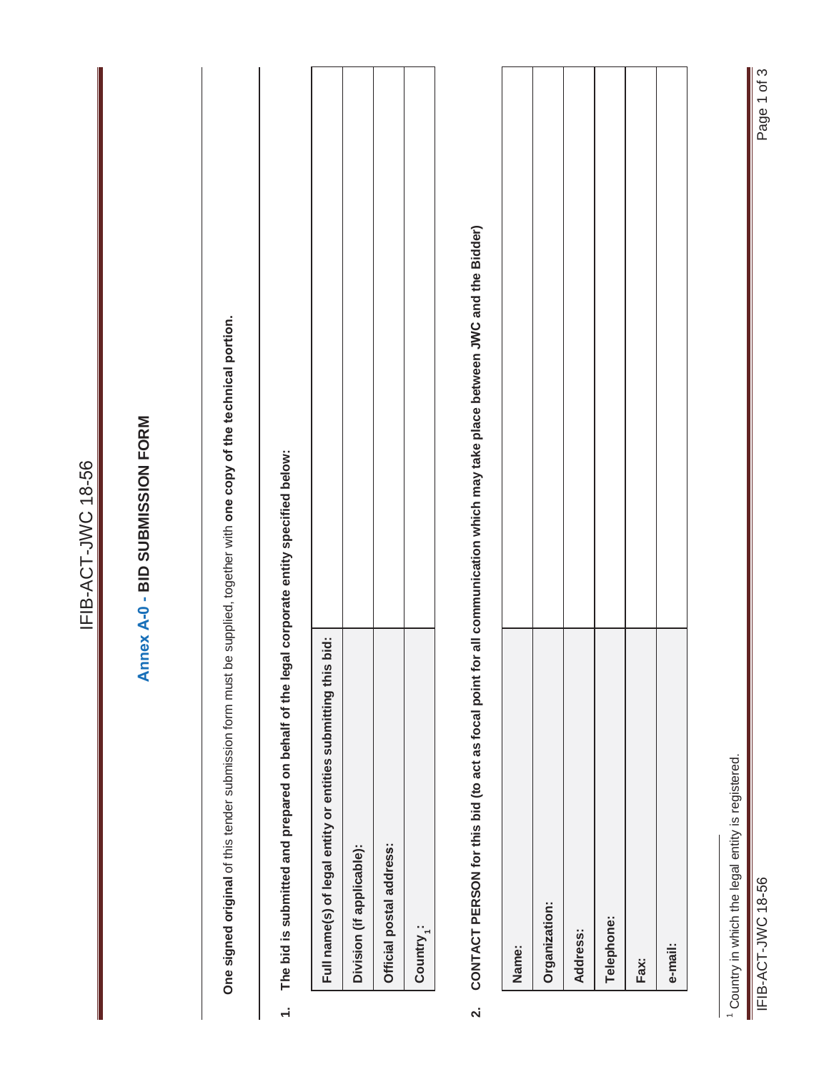# Annex A-0 - BID SUBMISSION FORM

**One signed original** of this tender submission form must be supplied, together with **one copy of the technical portion.**

**1. The bid is submitted and prepared on behalf of the legal corporate entity specified below:**

| | |
|---|---|
| **Full name(s) of legal entity or entities submitting this bid:** | |
| **Division (if applicable):** | |
| **Official postal address:** | |
| **Country[1]:** | |

**2. CONTACT PERSON for this bid (to act as focal point for all communication which may take place between JWC and the Bidder)**

| | |
|---|---|
| **Name:** | |
| **Organization:** | |
| **Address:** | |
| **Telephone:** | |
| **Fax:** | |
| **e-mail:** | |

[1] Country in which the legal entity is registered.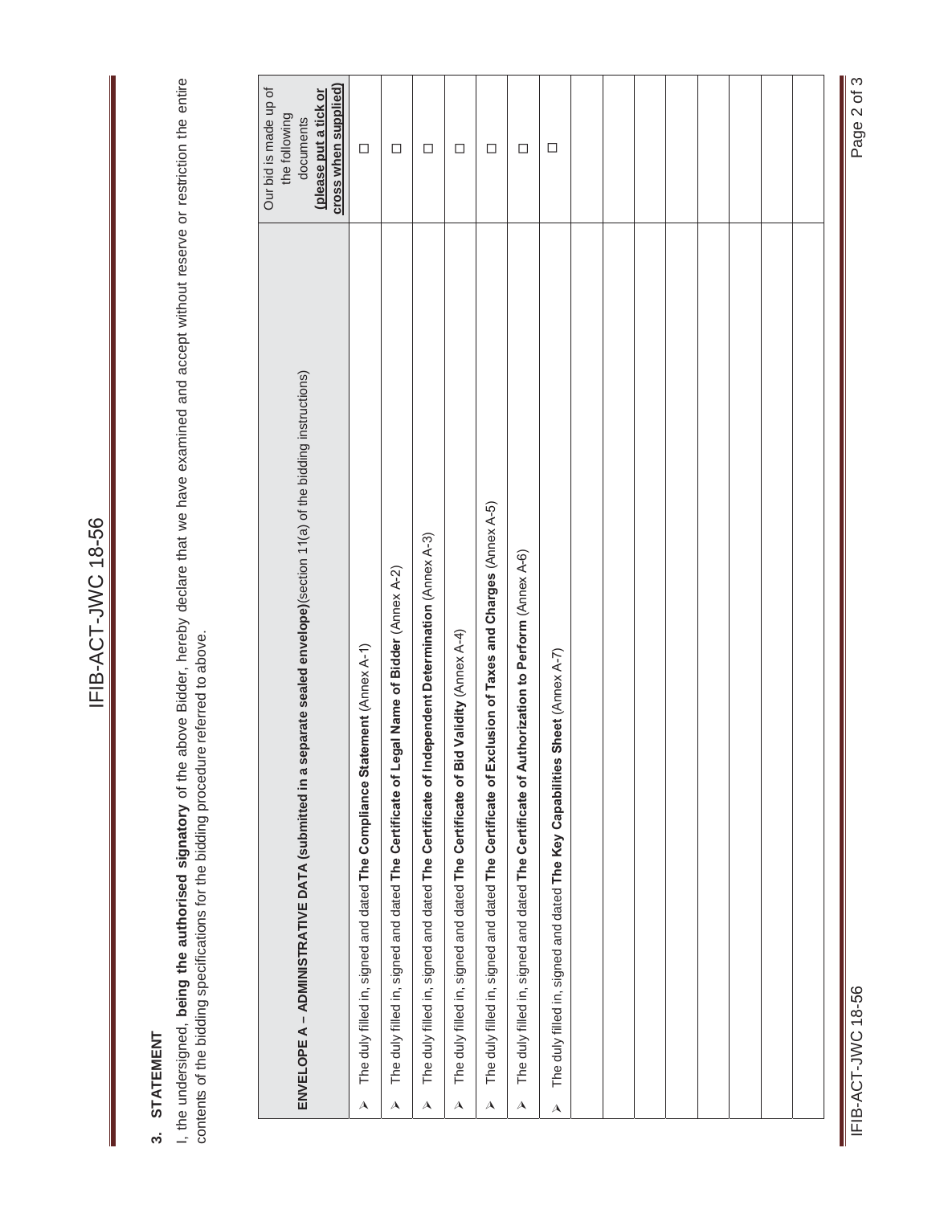## 3. STATEMENT

I, the undersigned, **being the authorised signatory** of the above Bidder, hereby declare that we have examined and accept without reserve or restriction the entire contents of the bidding specifications for the bidding procedure referred to above.

| **ENVELOPE A – ADMINISTRATIVE DATA (submitted in a separate sealed envelope)**(section 11(a) of the bidding instructions) | Our bid is made up of the following documents **(please put a tick or cross when supplied)** |
|---|---|
| ➢ The duly filled in, signed and dated **The Compliance Statement** (Annex A-1) | ☐ |
| ➢ The duly filled in, signed and dated **The Certificate of Legal Name of Bidder** (Annex A-2) | ☐ |
| ➢ The duly filled in, signed and dated **The Certificate of Independent Determination** (Annex A-3) | ☐ |
| ➢ The duly filled in, signed and dated **The Certificate of Bid Validity** (Annex A-4) | ☐ |
| ➢ The duly filled in, signed and dated **The Certificate of Exclusion of Taxes and Charges** (Annex A-5) | ☐ |
| ➢ The duly filled in, signed and dated **The Certificate of Authorization to Perform** (Annex A-6) | ☐ |
| ➢ The duly filled in, signed and dated **The Key Capabilities Sheet** (Annex A-7) | ☐ |
| | |
| | |
| | |
| | |
| | |
| | |
| | |
| | |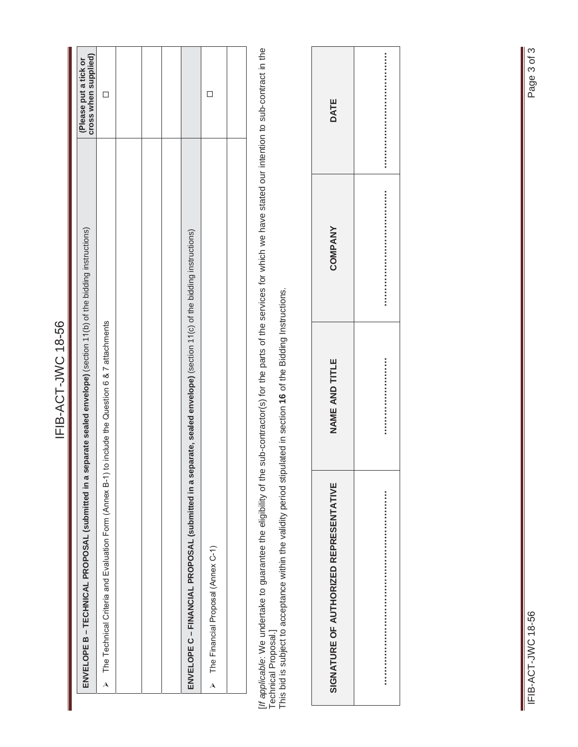| **ENVELOPE B – TECHNICAL PROPOSAL (submitted in a separate sealed envelope)** (section 11(b) of the bidding instructions) | **(Please put a tick or cross when supplied)** |
|---|---|
| ➢ The Technical Criteria and Evaluation Form (Annex B-1) to include the Question 6 & 7 attachments | ☐ |
| | |
| | |
| | |
| **ENVELOPE C – FINANCIAL PROPOSAL (submitted in a separate, sealed envelope)** (section 11(c) of the bidding instructions) | |
| ➢ The Financial Proposal (Annex C-1) | ☐ |
| | |

[*If applicable*: We undertake to guarantee the eligibility of the sub-contractor(s) for the parts of the services for which we have stated our intention to sub-contract in the Technical Proposal.]

This bid is subject to acceptance within the validity period stipulated in section **16** of the Bidding Instructions.

| SIGNATURE OF AUTHORIZED REPRESENTATIVE | NAME AND TITLE | COMPANY | DATE |
|---|---|---|---|
| ……………………………………… | …………………… | ……………………………… | ……………………………… |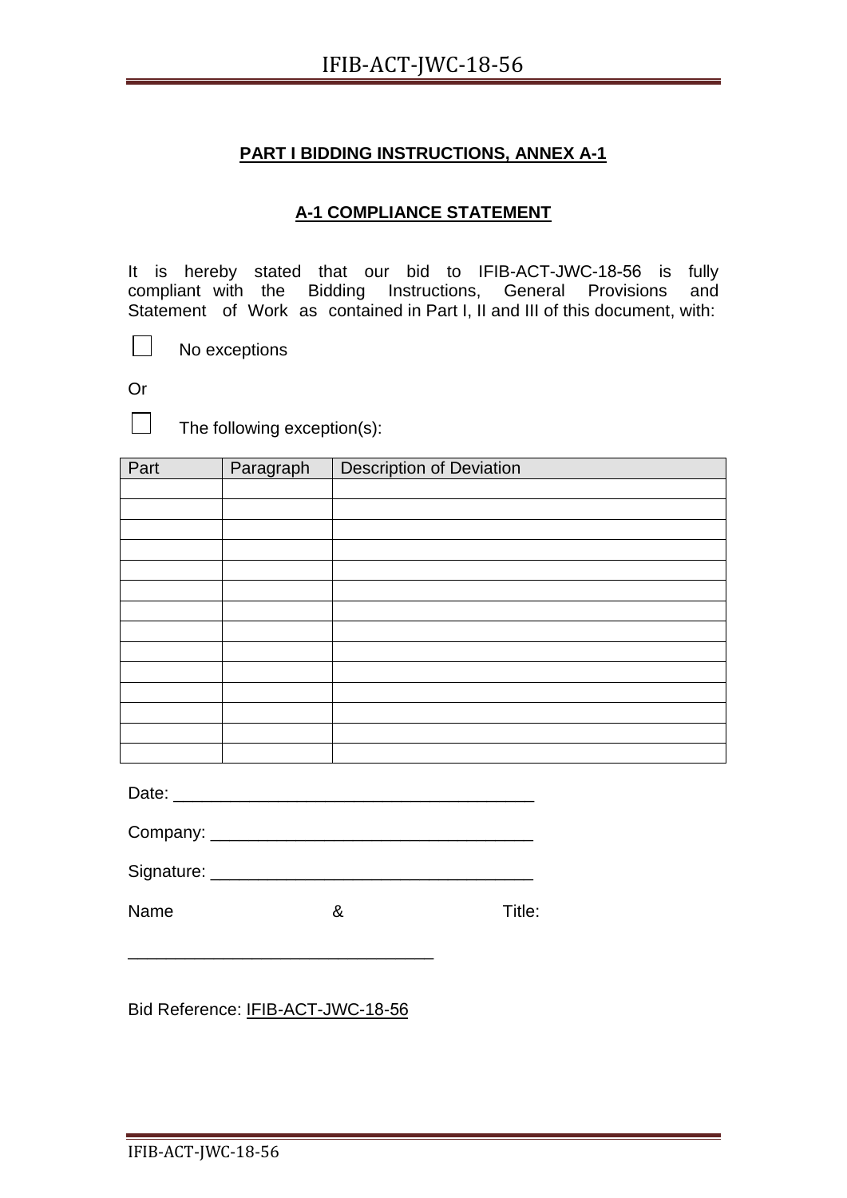**PART I BIDDING INSTRUCTIONS, ANNEX A-1**

**A-1 COMPLIANCE STATEMENT**

It is hereby stated that our bid to IFIB-ACT-JWC-18-56 is fully compliant with the Bidding Instructions, General Provisions and Statement of Work as contained in Part I, II and III of this document, with:

☐ No exceptions

Or

☐ The following exception(s):

| Part | Paragraph | Description of Deviation |
|---|---|---|
| | | |
| | | |
| | | |
| | | |
| | | |
| | | |
| | | |
| | | |
| | | |
| | | |
| | | |
| | | |
| | | |
| | | |

Date: ______________________________________

Company: __________________________________

Signature: __________________________________

Name & Title:

________________________________

Bid Reference: IFIB-ACT-JWC-18-56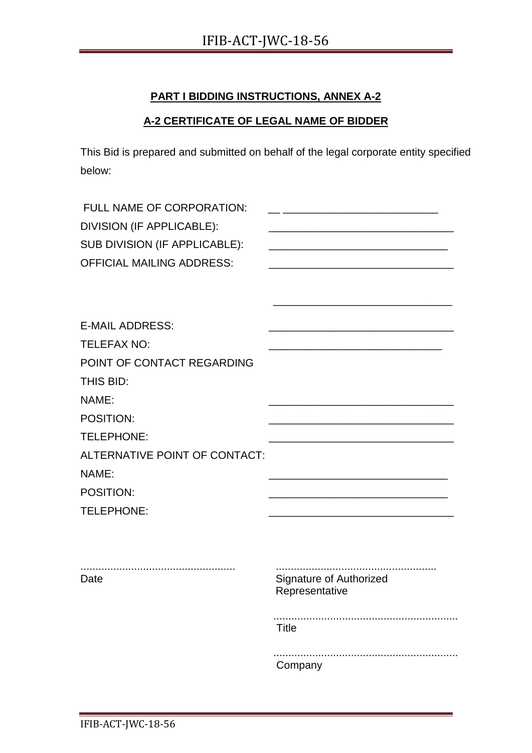**PART I BIDDING INSTRUCTIONS, ANNEX A-2**

**A-2 CERTIFICATE OF LEGAL NAME OF BIDDER**

This Bid is prepared and submitted on behalf of the legal corporate entity specified below:

FULL NAME OF CORPORATION: ______________________________

DIVISION (IF APPLICABLE): ______________________________

SUB DIVISION (IF APPLICABLE): ______________________________

OFFICIAL MAILING ADDRESS: ______________________________

______________________________

E-MAIL ADDRESS: ______________________________

TELEFAX NO: ______________________________

POINT OF CONTACT REGARDING THIS BID:

NAME: ______________________________

POSITION: ______________________________

TELEPHONE: ______________________________

ALTERNATIVE POINT OF CONTACT:

NAME: ______________________________

POSITION: ______________________________

TELEPHONE: ______________________________

| ..................................................... | ..................................................... |
|---|---|
| Date | Signature of Authorized Representative |
| | ..................................................... |
| | Title |
| | ..................................................... |
| | Company |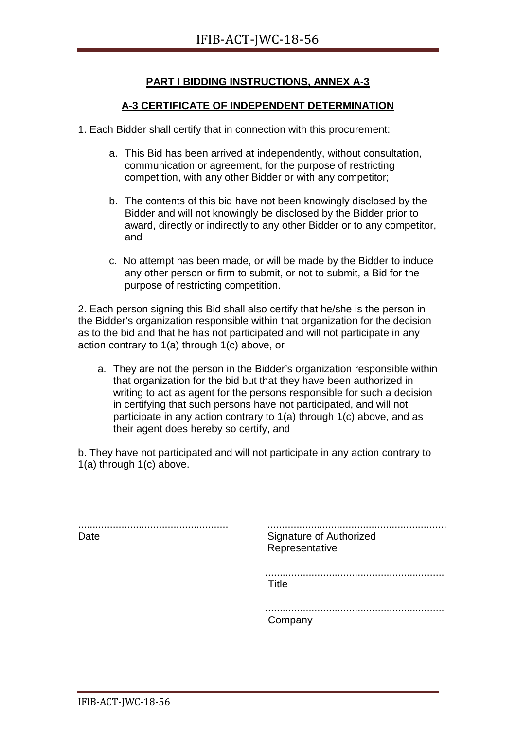**PART I BIDDING INSTRUCTIONS, ANNEX A-3**

**A-3 CERTIFICATE OF INDEPENDENT DETERMINATION**

1. Each Bidder shall certify that in connection with this procurement:

   a. This Bid has been arrived at independently, without consultation, communication or agreement, for the purpose of restricting competition, with any other Bidder or with any competitor;

   b. The contents of this bid have not been knowingly disclosed by the Bidder and will not knowingly be disclosed by the Bidder prior to award, directly or indirectly to any other Bidder or to any competitor, and

   c. No attempt has been made, or will be made by the Bidder to induce any other person or firm to submit, or not to submit, a Bid for the purpose of restricting competition.

2. Each person signing this Bid shall also certify that he/she is the person in the Bidder's organization responsible within that organization for the decision as to the bid and that he has not participated and will not participate in any action contrary to 1(a) through 1(c) above, or

   a. They are not the person in the Bidder's organization responsible within that organization for the bid but that they have been authorized in writing to act as agent for the persons responsible for such a decision in certifying that such persons have not participated, and will not participate in any action contrary to 1(a) through 1(c) above, and as their agent does hereby so certify, and

b. They have not participated and will not participate in any action contrary to 1(a) through 1(c) above.

| | |
|---|---|
| ................................................... | ............................................................ |
| Date | Signature of Authorized Representative |
| | ............................................................ |
| | Title |
| | ............................................................ |
| | Company |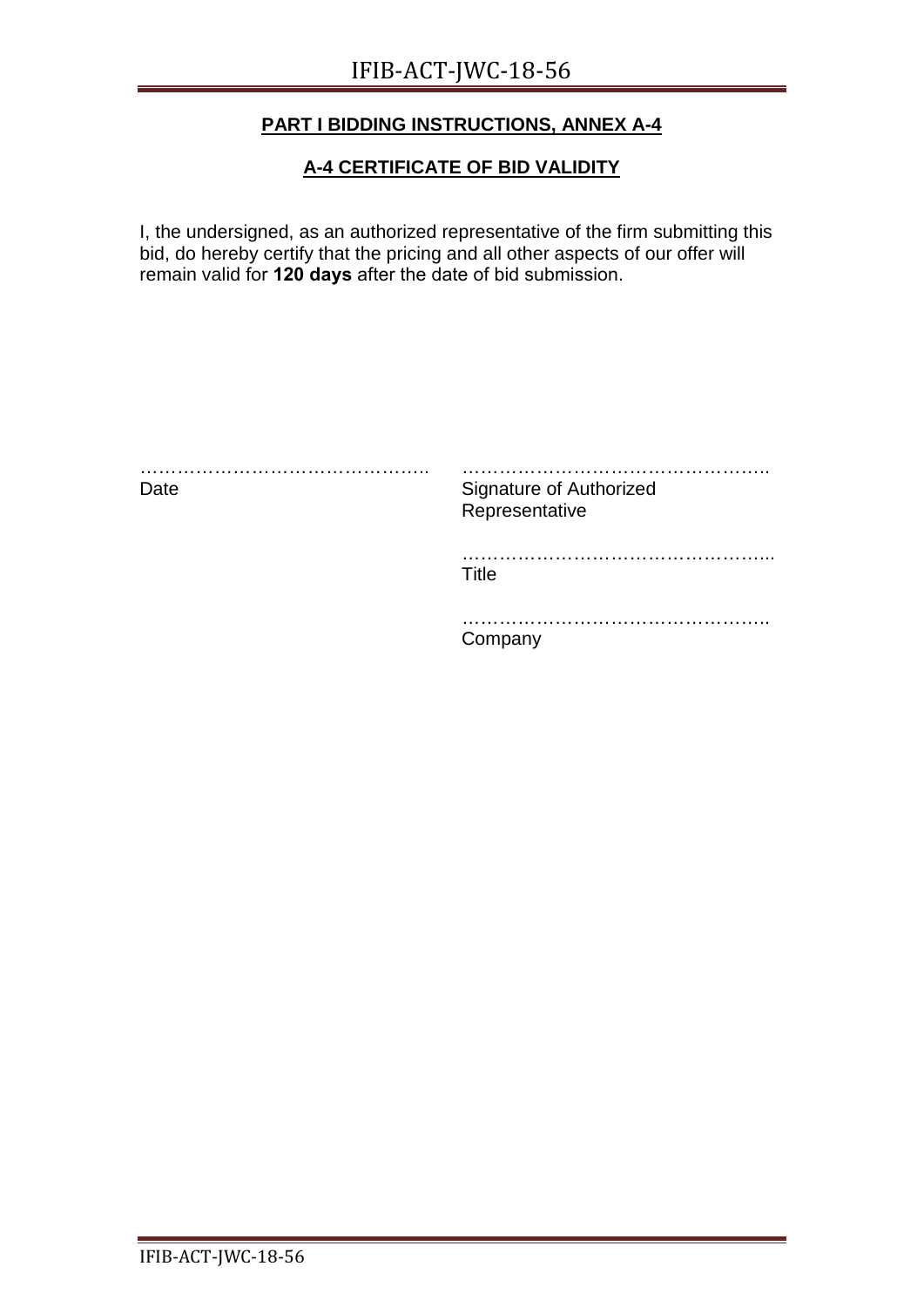## PART I BIDDING INSTRUCTIONS, ANNEX A-4

## A-4 CERTIFICATE OF BID VALIDITY

I, the undersigned, as an authorized representative of the firm submitting this bid, do hereby certify that the pricing and all other aspects of our offer will remain valid for **120 days** after the date of bid submission.

| | |
|---|---|
| ……………………………………….. | ………………………………………….. |
| Date | Signature of Authorized Representative |
| | ………………………………………….. |
| | Title |
| | ………………………………………….. |
| | Company |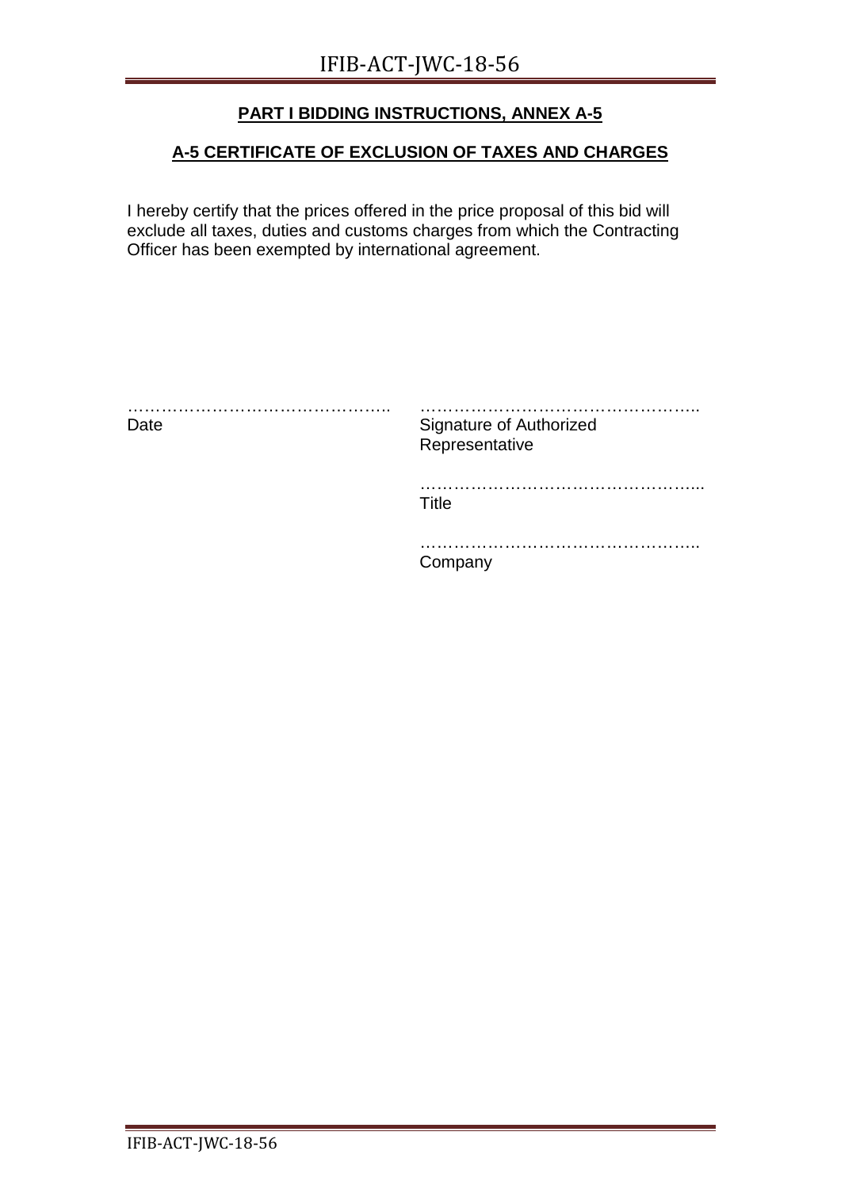**PART I BIDDING INSTRUCTIONS, ANNEX A-5**

**A-5 CERTIFICATE OF EXCLUSION OF TAXES AND CHARGES**

I hereby certify that the prices offered in the price proposal of this bid will exclude all taxes, duties and customs charges from which the Contracting Officer has been exempted by international agreement.

…………………………………………..
Date

…………………………………………..
Signature of Authorized Representative

…………………………………………...
Title

…………………………………………..
Company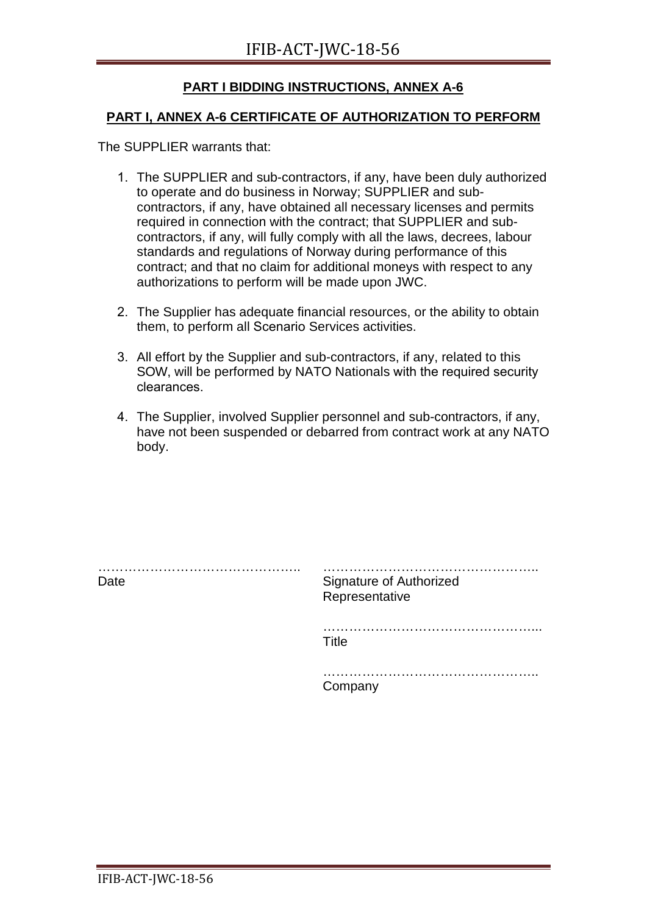## PART I BIDDING INSTRUCTIONS, ANNEX A-6

### PART I, ANNEX A-6 CERTIFICATE OF AUTHORIZATION TO PERFORM

The SUPPLIER warrants that:

1. The SUPPLIER and sub-contractors, if any, have been duly authorized to operate and do business in Norway; SUPPLIER and sub-contractors, if any, have obtained all necessary licenses and permits required in connection with the contract; that SUPPLIER and sub-contractors, if any, will fully comply with all the laws, decrees, labour standards and regulations of Norway during performance of this contract; and that no claim for additional moneys with respect to any authorizations to perform will be made upon JWC.

2. The Supplier has adequate financial resources, or the ability to obtain them, to perform all Scenario Services activities.

3. All effort by the Supplier and sub-contractors, if any, related to this SOW, will be performed by NATO Nationals with the required security clearances.

4. The Supplier, involved Supplier personnel and sub-contractors, if any, have not been suspended or debarred from contract work at any NATO body.

………………………………………..
Date

…………………………………………..
Signature of Authorized Representative

…………………………………………..
Title

…………………………………………..
Company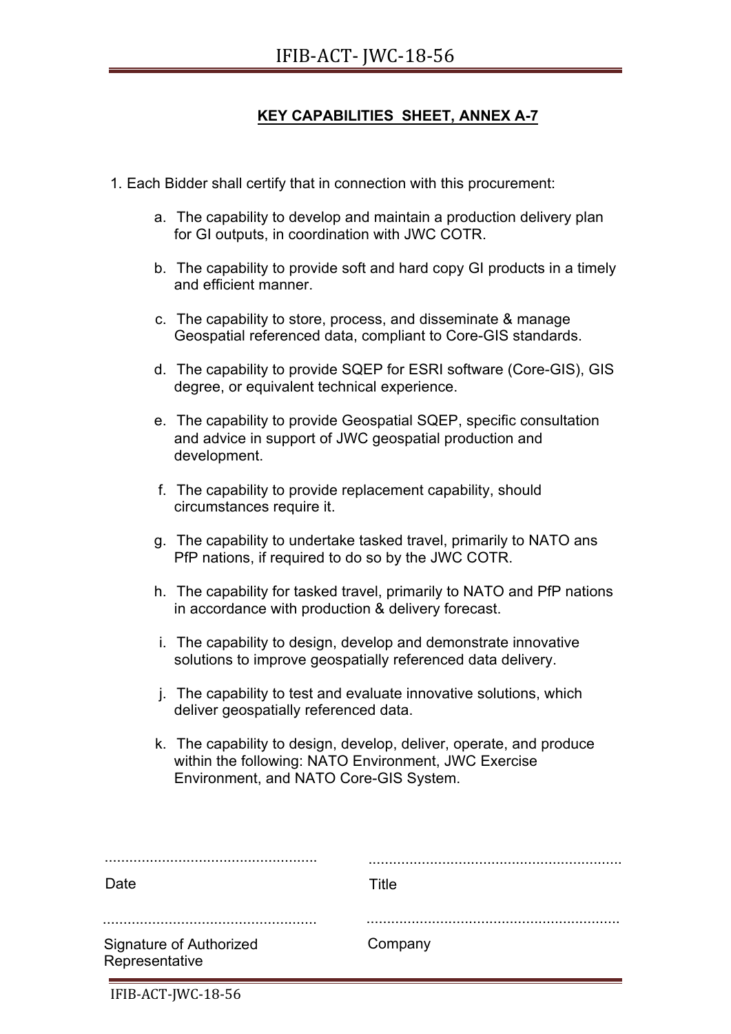## KEY CAPABILITIES SHEET, ANNEX A-7

1. Each Bidder shall certify that in connection with this procurement:

   a. The capability to develop and maintain a production delivery plan for GI outputs, in coordination with JWC COTR.

   b. The capability to provide soft and hard copy GI products in a timely and efficient manner.

   c. The capability to store, process, and disseminate & manage Geospatial referenced data, compliant to Core-GIS standards.

   d. The capability to provide SQEP for ESRI software (Core-GIS), GIS degree, or equivalent technical experience.

   e. The capability to provide Geospatial SQEP, specific consultation and advice in support of JWC geospatial production and development.

   f. The capability to provide replacement capability, should circumstances require it.

   g. The capability to undertake tasked travel, primarily to NATO ans PfP nations, if required to do so by the JWC COTR.

   h. The capability for tasked travel, primarily to NATO and PfP nations in accordance with production & delivery forecast.

   i. The capability to design, develop and demonstrate innovative solutions to improve geospatially referenced data delivery.

   j. The capability to test and evaluate innovative solutions, which deliver geospatially referenced data.

   k. The capability to design, develop, deliver, operate, and produce within the following: NATO Environment, JWC Exercise Environment, and NATO Core-GIS System.

| | |
|---|---|
| ................................................... | ............................................................ |
| Date | Title |
| ................................................... | ............................................................ |
| Signature of Authorized Representative | Company |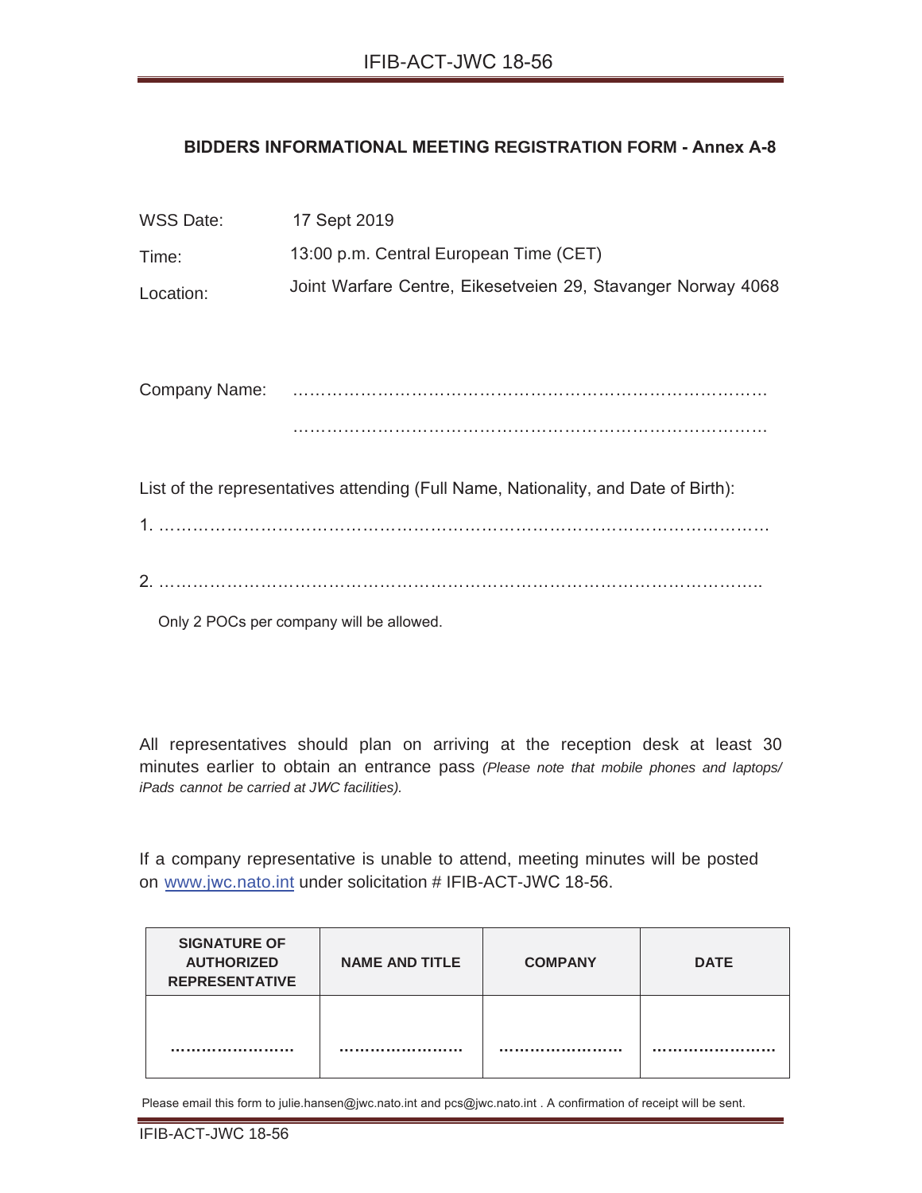**BIDDERS INFORMATIONAL MEETING REGISTRATION FORM - Annex A-8**

WSS Date: 17 Sept 2019

Time: 13:00 p.m. Central European Time (CET)

Location: Joint Warfare Centre, Eikesetveien 29, Stavanger Norway 4068

Company Name: ……………………………………………………………………………

……………………………………………………………………………

List of the representatives attending (Full Name, Nationality, and Date of Birth):

1. ……………………………………………………………………………………………

2. ……………………………………………………………………………………………..

Only 2 POCs per company will be allowed.

All representatives should plan on arriving at the reception desk at least 30 minutes earlier to obtain an entrance pass *(Please note that mobile phones and laptops/ iPads cannot be carried at JWC facilities).*

If a company representative is unable to attend, meeting minutes will be posted on www.jwc.nato.int under solicitation # IFIB-ACT-JWC 18-56.

| SIGNATURE OF AUTHORIZED REPRESENTATIVE | NAME AND TITLE | COMPANY | DATE |
|---|---|---|---|
| …………………… | …………………… | …………………… | …………………… |

Please email this form to julie.hansen@jwc.nato.int and pcs@jwc.nato.int . A confirmation of receipt will be sent.